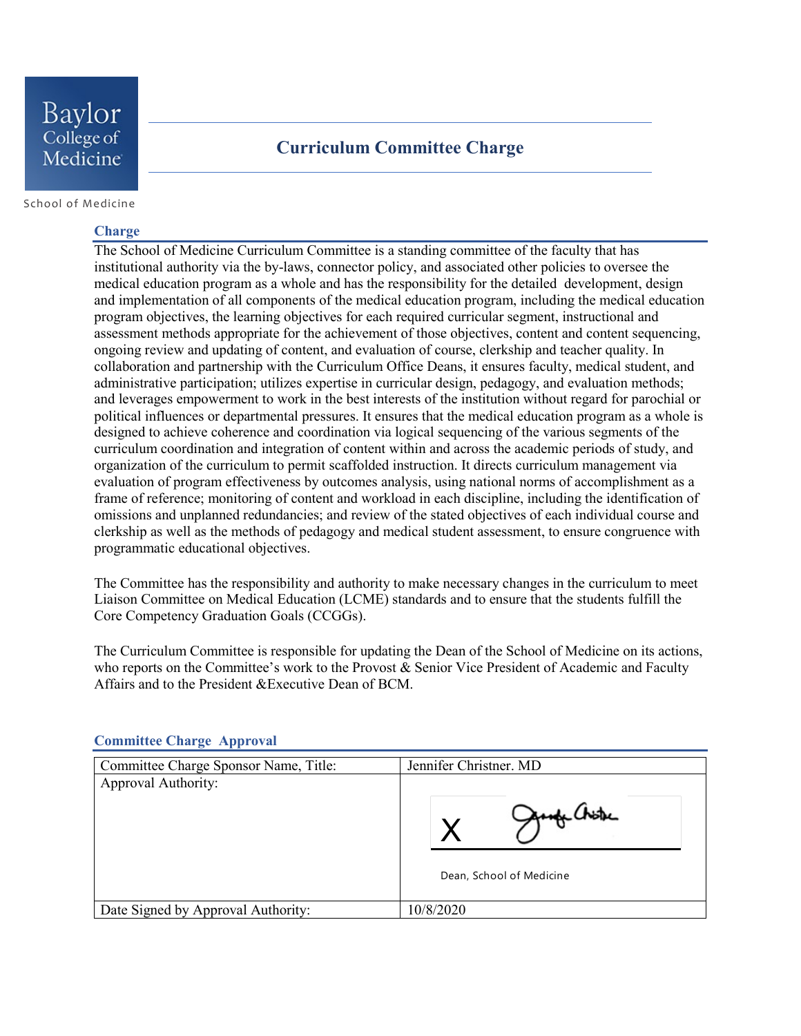Baylor College of Medicine

School of Medicine

# Curriculum Committee Charge

## Charge

The School of Medicine Curriculum Committee is a standing committee of the faculty that has institutional authority via the by-laws, connector policy, and associated other policies to oversee the medical education program as a whole and has the responsibility for the detailed development, design and implementation of all components of the medical education program, including the medical education program objectives, the learning objectives for each required curricular segment, instructional and assessment methods appropriate for the achievement of those objectives, content and content sequencing, ongoing review and updating of content, and evaluation of course, clerkship and teacher quality. In collaboration and partnership with the Curriculum Office Deans, it ensures faculty, medical student, and administrative participation; utilizes expertise in curricular design, pedagogy, and evaluation methods; and leverages empowerment to work in the best interests of the institution without regard for parochial or political influences or departmental pressures. It ensures that the medical education program as a whole is designed to achieve coherence and coordination via logical sequencing of the various segments of the curriculum coordination and integration of content within and across the academic periods of study, and organization of the curriculum to permit scaffolded instruction. It directs curriculum management via evaluation of program effectiveness by outcomes analysis, using national norms of accomplishment as a frame of reference; monitoring of content and workload in each discipline, including the identification of omissions and unplanned redundancies; and review of the stated objectives of each individual course and clerkship as well as the methods of pedagogy and medical student assessment, to ensure congruence with programmatic educational objectives.

The Committee has the responsibility and authority to make necessary changes in the curriculum to meet Liaison Committee on Medical Education (LCME) standards and to ensure that the students fulfill the Core Competency Graduation Goals (CCGGs).

The Curriculum Committee is responsible for updating the Dean of the School of Medicine on its actions, who reports on the Committee's work to the Provost & Senior Vice President of Academic and Faculty Affairs and to the President &Executive Dean of BCM.

## Committee Charge Approval

| Committee Charge Sponsor Name, Title: | Jennifer Christner. MD |
|---|---|
| Approval Authority: | X [signature] Dean, School of Medicine |
| Date Signed by Approval Authority: | 10/8/2020 |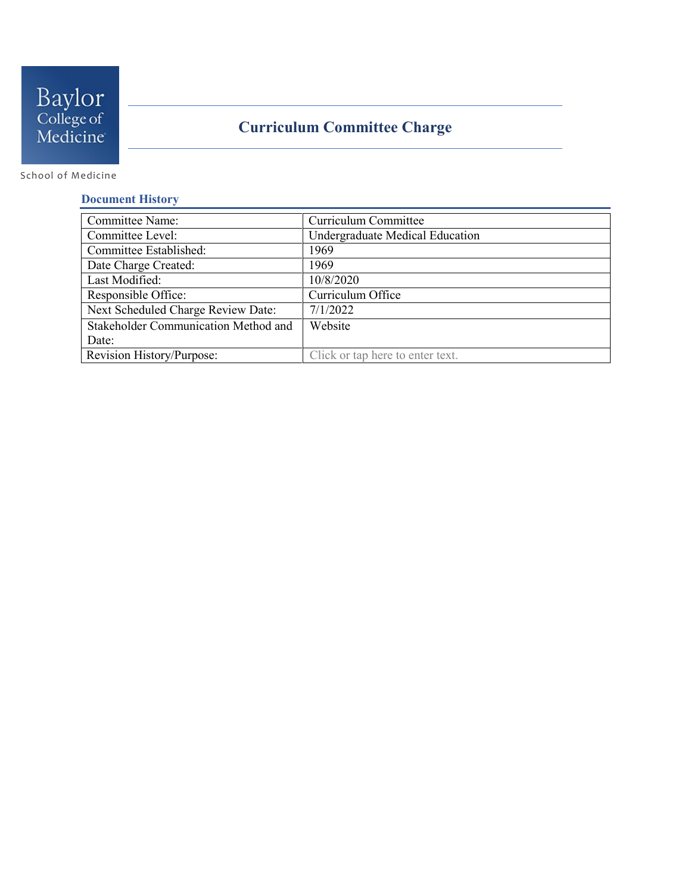Baylor College of Medicine

School of Medicine

# Curriculum Committee Charge

## Document History

| | |
|---|---|
| Committee Name: | Curriculum Committee |
| Committee Level: | Undergraduate Medical Education |
| Committee Established: | 1969 |
| Date Charge Created: | 1969 |
| Last Modified: | 10/8/2020 |
| Responsible Office: | Curriculum Office |
| Next Scheduled Charge Review Date: | 7/1/2022 |
| Stakeholder Communication Method and Date: | Website |
| Revision History/Purpose: | Click or tap here to enter text. |